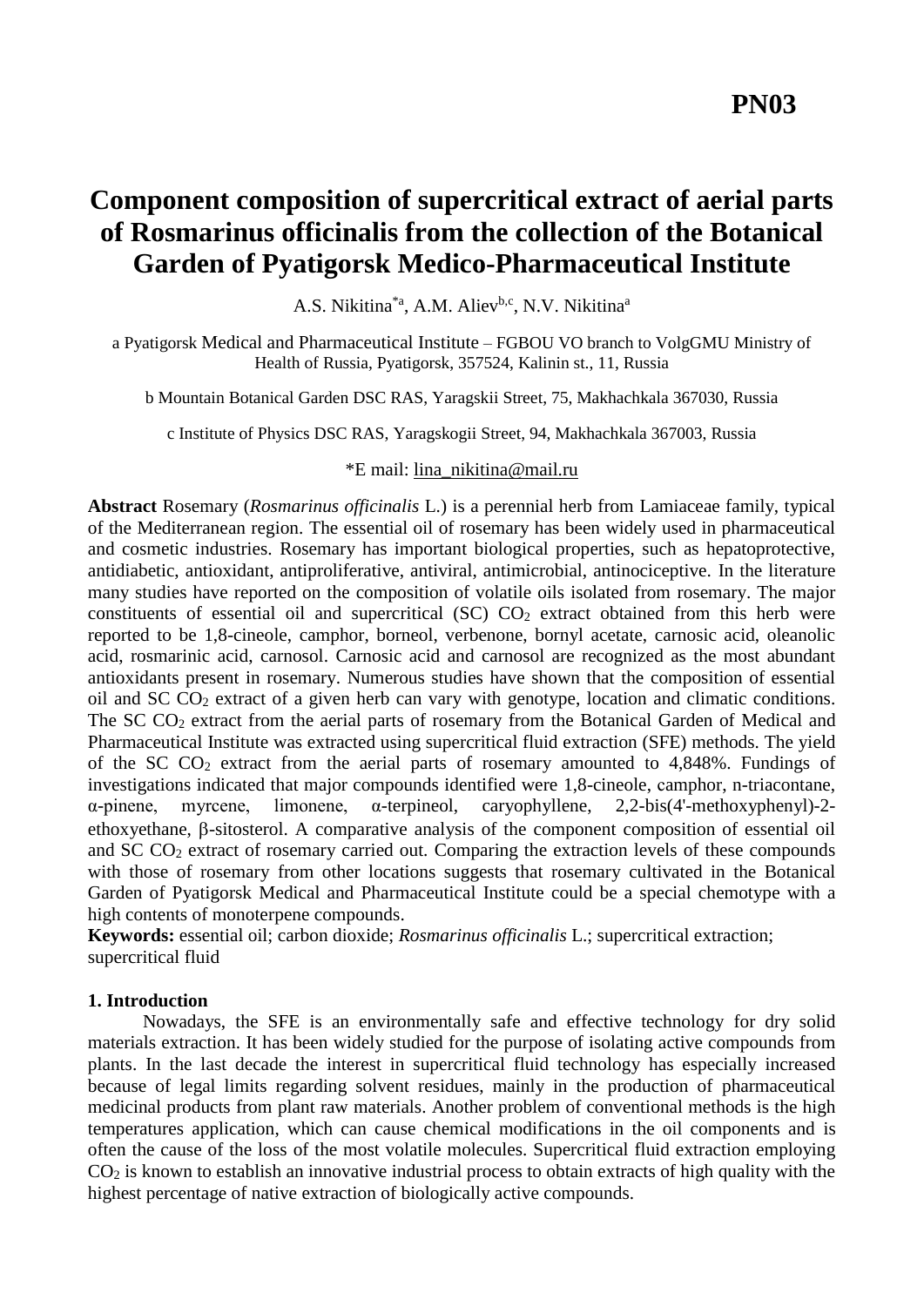**PN03**

# Component composition of supercritical extract of aerial parts of Rosmarinus officinalis from the collection of the Botanical Garden of Pyatigorsk Medico-Pharmaceutical Institute

A.S. Nikitina[*a], A.M. Aliev[b,c], N.V. Nikitina[a]

a Pyatigorsk Medical and Pharmaceutical Institute – FGBOU VO branch to VolgGMU Ministry of Health of Russia, Pyatigorsk, 357524, Kalinin st., 11, Russia

b Mountain Botanical Garden DSC RAS, Yaragskii Street, 75, Makhachkala 367030, Russia

c Institute of Physics DSC RAS, Yaragskogii Street, 94, Makhachkala 367003, Russia

*E mail: lina_nikitina@mail.ru

**Abstract** Rosemary (*Rosmarinus officinalis* L.) is a perennial herb from Lamiaceae family, typical of the Mediterranean region. The essential oil of rosemary has been widely used in pharmaceutical and cosmetic industries. Rosemary has important biological properties, such as hepatoprotective, antidiabetic, antioxidant, antiproliferative, antiviral, antimicrobial, antinociceptive. In the literature many studies have reported on the composition of volatile oils isolated from rosemary. The major constituents of essential oil and supercritical (SC) $CO_2$ extract obtained from this herb were reported to be 1,8-cineole, camphor, borneol, verbenone, bornyl acetate, carnosic acid, oleanolic acid, rosmarinic acid, carnosol. Carnosic acid and carnosol are recognized as the most abundant antioxidants present in rosemary. Numerous studies have shown that the composition of essential oil and SC $CO_2$ extract of a given herb can vary with genotype, location and climatic conditions. The SC $CO_2$ extract from the aerial parts of rosemary from the Botanical Garden of Medical and Pharmaceutical Institute was extracted using supercritical fluid extraction (SFE) methods. The yield of the SC $CO_2$ extract from the aerial parts of rosemary amounted to 4,848%. Fundings of investigations indicated that major compounds identified were 1,8-cineole, camphor, n-triacontane, α-pinene, myrcene, limonene, α-terpineol, caryophyllene, 2,2-bis(4'-methoxyphenyl)-2-ethoxyethane, β-sitosterol. A comparative analysis of the component composition of essential oil and SC $CO_2$ extract of rosemary carried out. Comparing the extraction levels of these compounds with those of rosemary from other locations suggests that rosemary cultivated in the Botanical Garden of Pyatigorsk Medical and Pharmaceutical Institute could be a special chemotype with a high contents of monoterpene compounds.

**Keywords:** essential oil; carbon dioxide; *Rosmarinus officinalis* L.; supercritical extraction; supercritical fluid

## 1. Introduction

Nowadays, the SFE is an environmentally safe and effective technology for dry solid materials extraction. It has been widely studied for the purpose of isolating active compounds from plants. In the last decade the interest in supercritical fluid technology has especially increased because of legal limits regarding solvent residues, mainly in the production of pharmaceutical medicinal products from plant raw materials. Another problem of conventional methods is the high temperatures application, which can cause chemical modifications in the oil components and is often the cause of the loss of the most volatile molecules. Supercritical fluid extraction employing $CO_2$ is known to establish an innovative industrial process to obtain extracts of high quality with the highest percentage of native extraction of biologically active compounds.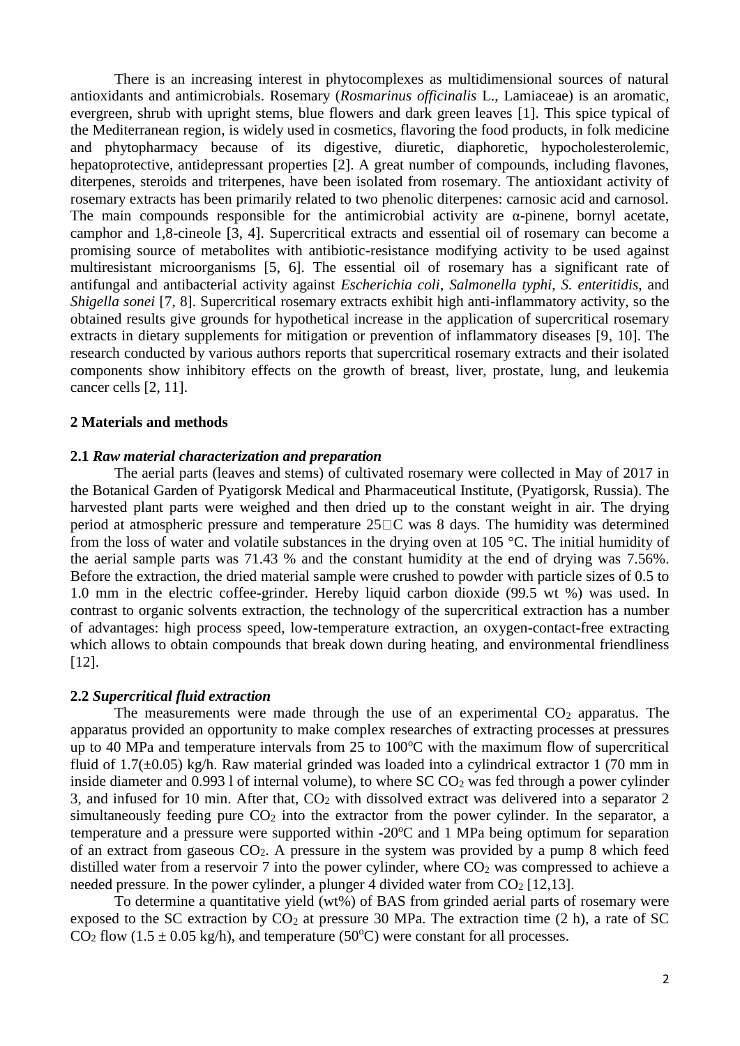There is an increasing interest in phytocomplexes as multidimensional sources of natural antioxidants and antimicrobials. Rosemary (*Rosmarinus officinalis* L., Lamiaceae) is an aromatic, evergreen, shrub with upright stems, blue flowers and dark green leaves [1]. This spice typical of the Mediterranean region, is widely used in cosmetics, flavoring the food products, in folk medicine and phytopharmacy because of its digestive, diuretic, diaphoretic, hypocholesterolemic, hepatoprotective, antidepressant properties [2]. A great number of compounds, including flavones, diterpenes, steroids and triterpenes, have been isolated from rosemary. The antioxidant activity of rosemary extracts has been primarily related to two phenolic diterpenes: carnosic acid and carnosol. The main compounds responsible for the antimicrobial activity are α-pinene, bornyl acetate, camphor and 1,8-cineole [3, 4]. Supercritical extracts and essential oil of rosemary can become a promising source of metabolites with antibiotic-resistance modifying activity to be used against multiresistant microorganisms [5, 6]. The essential oil of rosemary has a significant rate of antifungal and antibacterial activity against *Escherichia coli*, *Salmonella typhi*, *S. enteritidis*, and *Shigella sonei* [7, 8]. Supercritical rosemary extracts exhibit high anti-inflammatory activity, so the obtained results give grounds for hypothetical increase in the application of supercritical rosemary extracts in dietary supplements for mitigation or prevention of inflammatory diseases [9, 10]. The research conducted by various authors reports that supercritical rosemary extracts and their isolated components show inhibitory effects on the growth of breast, liver, prostate, lung, and leukemia cancer cells [2, 11].

## 2 Materials and methods

### 2.1 *Raw material characterization and preparation*

The aerial parts (leaves and stems) of cultivated rosemary were collected in May of 2017 in the Botanical Garden of Pyatigorsk Medical and Pharmaceutical Institute, (Pyatigorsk, Russia). The harvested plant parts were weighed and then dried up to the constant weight in air. The drying period at atmospheric pressure and temperature 25□C was 8 days. The humidity was determined from the loss of water and volatile substances in the drying oven at 105 °C. The initial humidity of the aerial sample parts was 71.43 % and the constant humidity at the end of drying was 7.56%. Before the extraction, the dried material sample were crushed to powder with particle sizes of 0.5 to 1.0 mm in the electric coffee-grinder. Hereby liquid carbon dioxide (99.5 wt %) was used. In contrast to organic solvents extraction, the technology of the supercritical extraction has a number of advantages: high process speed, low-temperature extraction, an oxygen-contact-free extracting which allows to obtain compounds that break down during heating, and environmental friendliness [12].

### 2.2 *Supercritical fluid extraction*

The measurements were made through the use of an experimental $CO_2$ apparatus. The apparatus provided an opportunity to make complex researches of extracting processes at pressures up to 40 MPa and temperature intervals from 25 to 100°C with the maximum flow of supercritical fluid of 1.7(±0.05) kg/h. Raw material grinded was loaded into a cylindrical extractor 1 (70 mm in inside diameter and 0.993 l of internal volume), to where SC $CO_2$ was fed through a power cylinder 3, and infused for 10 min. After that, $CO_2$ with dissolved extract was delivered into a separator 2 simultaneously feeding pure $CO_2$ into the extractor from the power cylinder. In the separator, a temperature and a pressure were supported within -20°C and 1 MPa being optimum for separation of an extract from gaseous $CO_2$. A pressure in the system was provided by a pump 8 which feed distilled water from a reservoir 7 into the power cylinder, where $CO_2$ was compressed to achieve a needed pressure. In the power cylinder, a plunger 4 divided water from $CO_2$ [12,13].

To determine a quantitative yield (wt%) of BAS from grinded aerial parts of rosemary were exposed to the SC extraction by $CO_2$ at pressure 30 MPa. The extraction time (2 h), a rate of SC $CO_2$ flow (1.5 ± 0.05 kg/h), and temperature (50°C) were constant for all processes.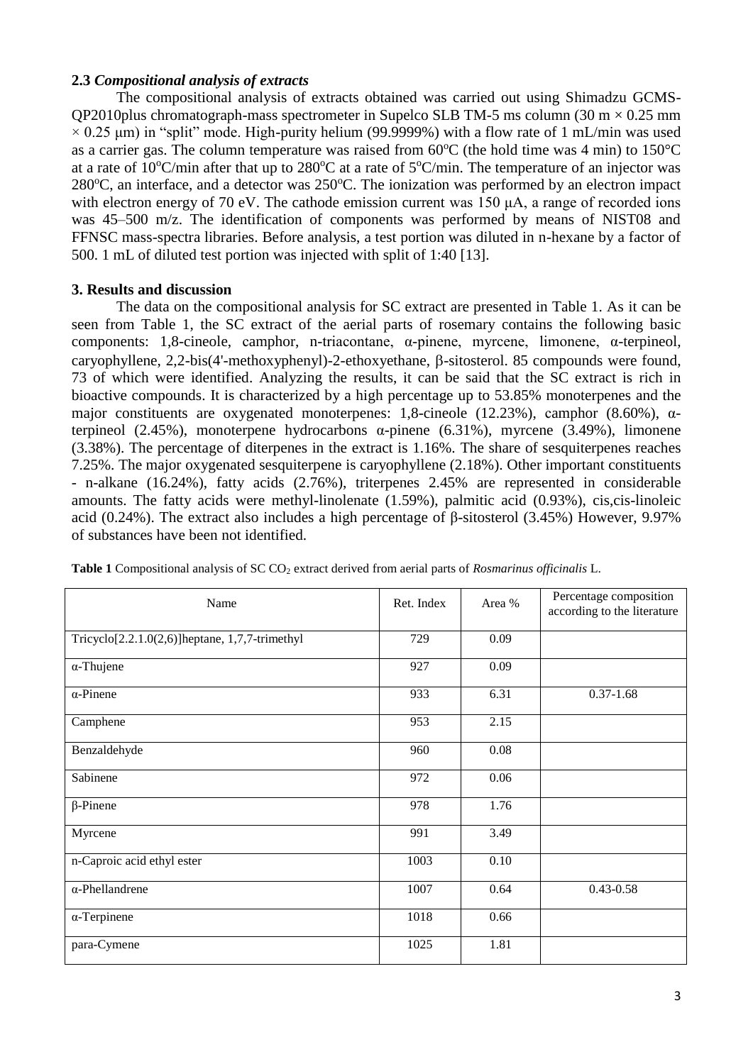### 2.3 *Compositional analysis of extracts*

The compositional analysis of extracts obtained was carried out using Shimadzu GCMS-QP2010plus chromatograph-mass spectrometer in Supelco SLB TM-5 ms column (30 m × 0.25 mm × 0.25 μm) in "split" mode. High-purity helium (99.9999%) with a flow rate of 1 mL/min was used as a carrier gas. The column temperature was raised from 60°C (the hold time was 4 min) to 150°C at a rate of 10°C/min after that up to 280°C at a rate of 5°C/min. The temperature of an injector was 280°C, an interface, and a detector was 250°C. The ionization was performed by an electron impact with electron energy of 70 eV. The cathode emission current was 150 μA, a range of recorded ions was 45–500 m/z. The identification of components was performed by means of NIST08 and FFNSC mass-spectra libraries. Before analysis, a test portion was diluted in n-hexane by a factor of 500. 1 mL of diluted test portion was injected with split of 1:40 [13].

## 3. Results and discussion

The data on the compositional analysis for SC extract are presented in Table 1. As it can be seen from Table 1, the SC extract of the aerial parts of rosemary contains the following basic components: 1,8-cineole, camphor, n-triacontane, α-pinene, myrcene, limonene, α-terpineol, caryophyllene, 2,2-bis(4'-methoxyphenyl)-2-ethoxyethane, β-sitosterol. 85 compounds were found, 73 of which were identified. Analyzing the results, it can be said that the SC extract is rich in bioactive compounds. It is characterized by a high percentage up to 53.85% monoterpenes and the major constituents are oxygenated monoterpenes: 1,8-cineole (12.23%), camphor (8.60%), α-terpineol (2.45%), monoterpene hydrocarbons α-pinene (6.31%), myrcene (3.49%), limonene (3.38%). The percentage of diterpenes in the extract is 1.16%. The share of sesquiterpenes reaches 7.25%. The major oxygenated sesquiterpene is caryophyllene (2.18%). Other important constituents - n-alkane (16.24%), fatty acids (2.76%), triterpenes 2.45% are represented in considerable amounts. The fatty acids were methyl-linolenate (1.59%), palmitic acid (0.93%), cis,cis-linoleic acid (0.24%). The extract also includes a high percentage of β-sitosterol (3.45%) However, 9.97% of substances have been not identified.

**Table 1** Compositional analysis of SC $CO_2$ extract derived from aerial parts of *Rosmarinus officinalis* L.

| Name | Ret. Index | Area % | Percentage composition according to the literature |
|---|---|---|---|
| Tricyclo[2.2.1.0(2,6)]heptane, 1,7,7-trimethyl | 729 | 0.09 | |
| α-Thujene | 927 | 0.09 | |
| α-Pinene | 933 | 6.31 | 0.37-1.68 |
| Camphene | 953 | 2.15 | |
| Benzaldehyde | 960 | 0.08 | |
| Sabinene | 972 | 0.06 | |
| β-Pinene | 978 | 1.76 | |
| Myrcene | 991 | 3.49 | |
| n-Caproic acid ethyl ester | 1003 | 0.10 | |
| α-Phellandrene | 1007 | 0.64 | 0.43-0.58 |
| α-Terpinene | 1018 | 0.66 | |
| para-Cymene | 1025 | 1.81 | |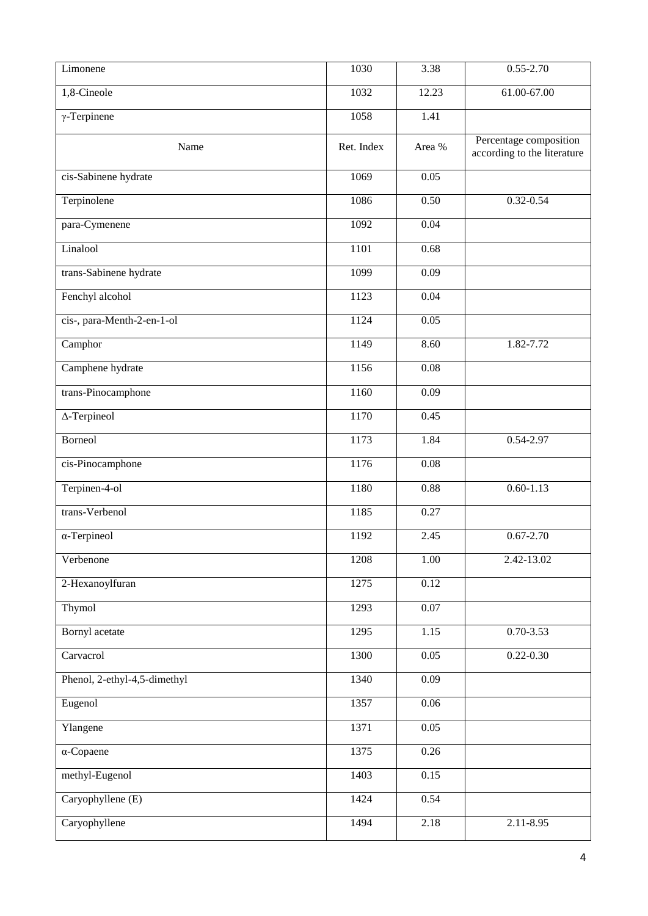| Limonene | 1030 | 3.38 | 0.55-2.70 |
|---|---|---|---|
| 1,8-Cineole | 1032 | 12.23 | 61.00-67.00 |
| γ-Terpinene | 1058 | 1.41 | |
| Name | Ret. Index | Area % | Percentage composition according to the literature |
| cis-Sabinene hydrate | 1069 | 0.05 | |
| Terpinolene | 1086 | 0.50 | 0.32-0.54 |
| para-Cymenene | 1092 | 0.04 | |
| Linalool | 1101 | 0.68 | |
| trans-Sabinene hydrate | 1099 | 0.09 | |
| Fenchyl alcohol | 1123 | 0.04 | |
| cis-, para-Menth-2-en-1-ol | 1124 | 0.05 | |
| Camphor | 1149 | 8.60 | 1.82-7.72 |
| Camphene hydrate | 1156 | 0.08 | |
| trans-Pinocamphone | 1160 | 0.09 | |
| Δ-Terpineol | 1170 | 0.45 | |
| Borneol | 1173 | 1.84 | 0.54-2.97 |
| cis-Pinocamphone | 1176 | 0.08 | |
| Terpinen-4-ol | 1180 | 0.88 | 0.60-1.13 |
| trans-Verbenol | 1185 | 0.27 | |
| α-Terpineol | 1192 | 2.45 | 0.67-2.70 |
| Verbenone | 1208 | 1.00 | 2.42-13.02 |
| 2-Hexanoylfuran | 1275 | 0.12 | |
| Thymol | 1293 | 0.07 | |
| Bornyl acetate | 1295 | 1.15 | 0.70-3.53 |
| Carvacrol | 1300 | 0.05 | 0.22-0.30 |
| Phenol, 2-ethyl-4,5-dimethyl | 1340 | 0.09 | |
| Eugenol | 1357 | 0.06 | |
| Ylangene | 1371 | 0.05 | |
| α-Copaene | 1375 | 0.26 | |
| methyl-Eugenol | 1403 | 0.15 | |
| Caryophyllene (E) | 1424 | 0.54 | |
| Caryophyllene | 1494 | 2.18 | 2.11-8.95 |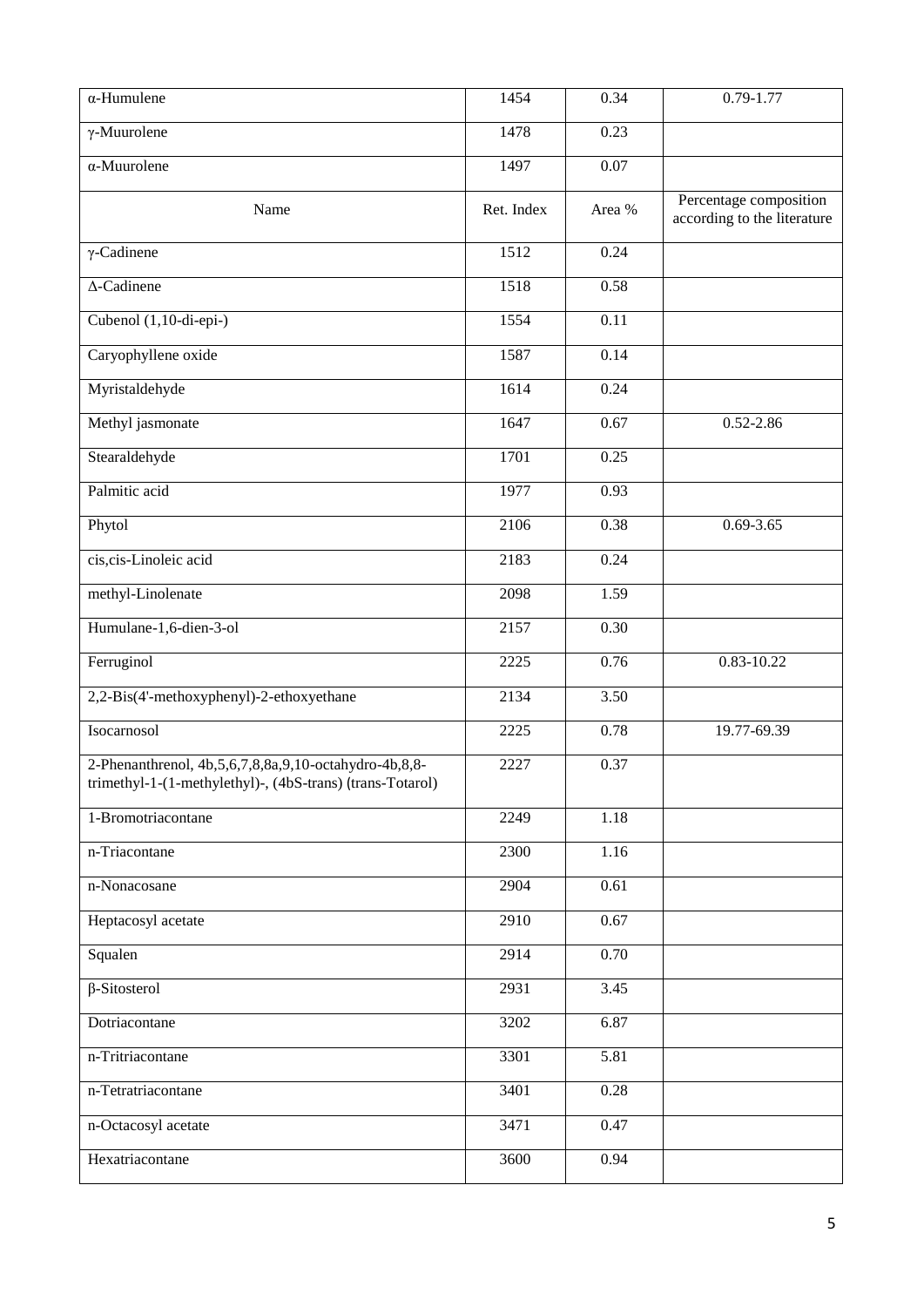| α-Humulene | 1454 | 0.34 | 0.79-1.77 |
|---|---|---|---|
| γ-Muurolene | 1478 | 0.23 | |
| α-Muurolene | 1497 | 0.07 | |
| Name | Ret. Index | Area % | Percentage composition according to the literature |
| γ-Cadinene | 1512 | 0.24 | |
| Δ-Cadinene | 1518 | 0.58 | |
| Cubenol (1,10-di-epi-) | 1554 | 0.11 | |
| Caryophyllene oxide | 1587 | 0.14 | |
| Myristaldehyde | 1614 | 0.24 | |
| Methyl jasmonate | 1647 | 0.67 | 0.52-2.86 |
| Stearaldehyde | 1701 | 0.25 | |
| Palmitic acid | 1977 | 0.93 | |
| Phytol | 2106 | 0.38 | 0.69-3.65 |
| cis,cis-Linoleic acid | 2183 | 0.24 | |
| methyl-Linolenate | 2098 | 1.59 | |
| Humulane-1,6-dien-3-ol | 2157 | 0.30 | |
| Ferruginol | 2225 | 0.76 | 0.83-10.22 |
| 2,2-Bis(4'-methoxyphenyl)-2-ethoxyethane | 2134 | 3.50 | |
| Isocarnosol | 2225 | 0.78 | 19.77-69.39 |
| 2-Phenanthrenol, 4b,5,6,7,8,8a,9,10-octahydro-4b,8,8-trimethyl-1-(1-methylethyl)-, (4bS-trans) (trans-Totarol) | 2227 | 0.37 | |
| 1-Bromotriacontane | 2249 | 1.18 | |
| n-Triacontane | 2300 | 1.16 | |
| n-Nonacosane | 2904 | 0.61 | |
| Heptacosyl acetate | 2910 | 0.67 | |
| Squalen | 2914 | 0.70 | |
| β-Sitosterol | 2931 | 3.45 | |
| Dotriacontane | 3202 | 6.87 | |
| n-Tritriacontane | 3301 | 5.81 | |
| n-Tetratriacontane | 3401 | 0.28 | |
| n-Octacosyl acetate | 3471 | 0.47 | |
| Hexatriacontane | 3600 | 0.94 | |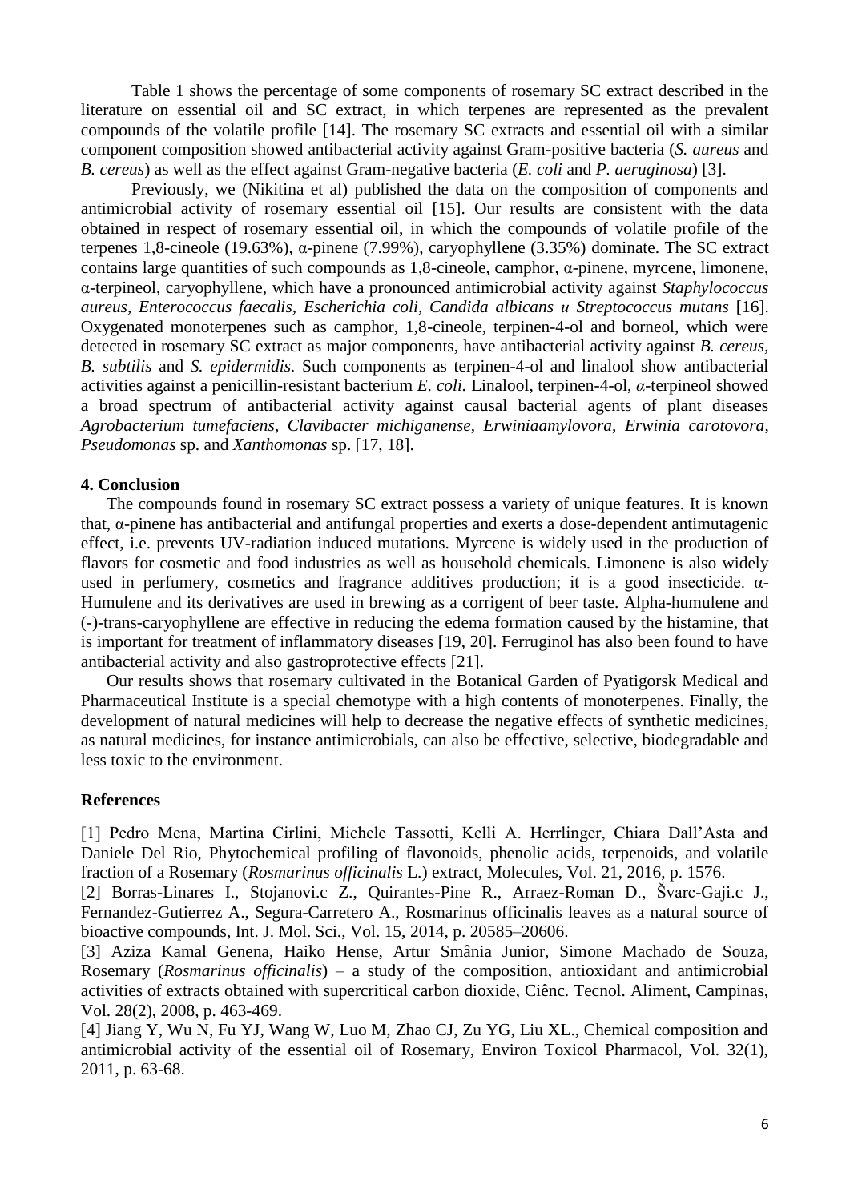Table 1 shows the percentage of some components of rosemary SC extract described in the literature on essential oil and SC extract, in which terpenes are represented as the prevalent compounds of the volatile profile [14]. The rosemary SC extracts and essential oil with a similar component composition showed antibacterial activity against Gram-positive bacteria (*S. aureus* and *B. cereus*) as well as the effect against Gram-negative bacteria (*E. coli* and *P. aeruginosa*) [3].

Previously, we (Nikitina et al) published the data on the composition of components and antimicrobial activity of rosemary essential oil [15]. Our results are consistent with the data obtained in respect of rosemary essential oil, in which the compounds of volatile profile of the terpenes 1,8-cineole (19.63%), α-pinene (7.99%), caryophyllene (3.35%) dominate. The SC extract contains large quantities of such compounds as 1,8-cineole, camphor, α-pinene, myrcene, limonene, α-terpineol, caryophyllene, which have a pronounced antimicrobial activity against *Staphylococcus aureus*, *Enterococcus faecalis*, *Escherichia coli*, *Candida albicans и Streptococcus mutans* [16]. Oxygenated monoterpenes such as camphor, 1,8-cineole, terpinen-4-ol and borneol, which were detected in rosemary SC extract as major components, have antibacterial activity against *B. cereus*, *B. subtilis* and *S. epidermidis*. Such components as terpinen-4-ol and linalool show antibacterial activities against a penicillin-resistant bacterium *E. coli*. Linalool, terpinen-4-ol, *α*-terpineol showed a broad spectrum of antibacterial activity against causal bacterial agents of plant diseases *Agrobacterium tumefaciens*, *Clavibacter michiganense*, *Erwiniaamylovora*, *Erwinia carotovora*, *Pseudomonas* sp. and *Xanthomonas* sp. [17, 18].

## 4. Conclusion

The compounds found in rosemary SC extract possess a variety of unique features. It is known that, α-pinene has antibacterial and antifungal properties and exerts a dose-dependent antimutagenic effect, i.e. prevents UV-radiation induced mutations. Myrcene is widely used in the production of flavors for cosmetic and food industries as well as household chemicals. Limonene is also widely used in perfumery, cosmetics and fragrance additives production; it is a good insecticide. α-Humulene and its derivatives are used in brewing as a corrigent of beer taste. Alpha-humulene and (-)-trans-caryophyllene are effective in reducing the edema formation caused by the histamine, that is important for treatment of inflammatory diseases [19, 20]. Ferruginol has also been found to have antibacterial activity and also gastroprotective effects [21].

Our results shows that rosemary cultivated in the Botanical Garden of Pyatigorsk Medical and Pharmaceutical Institute is a special chemotype with a high contents of monoterpenes. Finally, the development of natural medicines will help to decrease the negative effects of synthetic medicines, as natural medicines, for instance antimicrobials, can also be effective, selective, biodegradable and less toxic to the environment.

## References

[1] Pedro Mena, Martina Cirlini, Michele Tassotti, Kelli A. Herrlinger, Chiara Dall'Asta and Daniele Del Rio, Phytochemical profiling of flavonoids, phenolic acids, terpenoids, and volatile fraction of a Rosemary (*Rosmarinus officinalis* L.) extract, Molecules, Vol. 21, 2016, p. 1576.

[2] Borras-Linares I., Stojanovi.c Z., Quirantes-Pine R., Arraez-Roman D., Švarc-Gaji.c J., Fernandez-Gutierrez A., Segura-Carretero A., Rosmarinus officinalis leaves as a natural source of bioactive compounds, Int. J. Mol. Sci., Vol. 15, 2014, p. 20585–20606.

[3] Aziza Kamal Genena, Haiko Hense, Artur Smânia Junior, Simone Machado de Souza, Rosemary (*Rosmarinus officinalis*) – a study of the composition, antioxidant and antimicrobial activities of extracts obtained with supercritical carbon dioxide, Ciênc. Tecnol. Aliment, Campinas, Vol. 28(2), 2008, p. 463-469.

[4] Jiang Y, Wu N, Fu YJ, Wang W, Luo M, Zhao CJ, Zu YG, Liu XL., Chemical composition and antimicrobial activity of the essential oil of Rosemary, Environ Toxicol Pharmacol, Vol. 32(1), 2011, p. 63-68.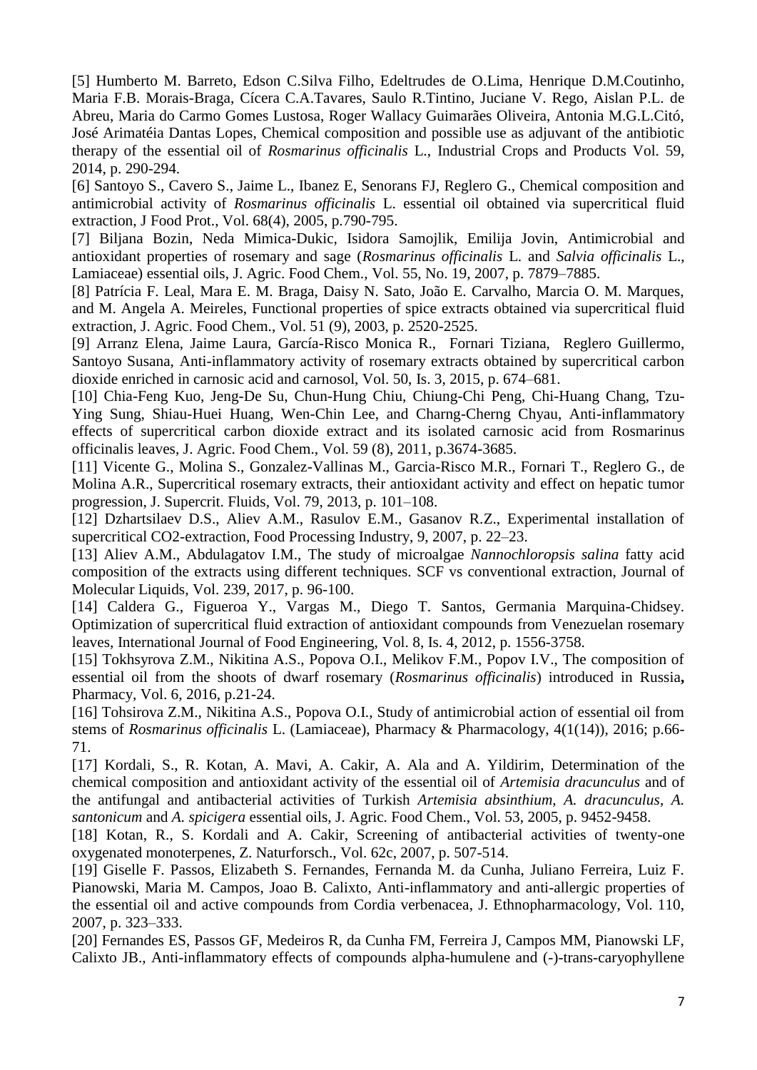[5] Humberto M. Barreto, Edson C.Silva Filho, Edeltrudes de O.Lima, Henrique D.M.Coutinho, Maria F.B. Morais-Braga, Cícera C.A.Tavares, Saulo R.Tintino, Juciane V. Rego, Aislan P.L. de Abreu, Maria do Carmo Gomes Lustosa, Roger Wallacy Guimarães Oliveira, Antonia M.G.L.Citó, José Arimatéia Dantas Lopes, Chemical composition and possible use as adjuvant of the antibiotic therapy of the essential oil of *Rosmarinus officinalis* L., Industrial Crops and Products Vol. 59, 2014, p. 290-294.

[6] Santoyo S., Cavero S., Jaime L., Ibanez E, Senorans FJ, Reglero G., Chemical composition and antimicrobial activity of *Rosmarinus officinalis* L. essential oil obtained via supercritical fluid extraction, J Food Prot., Vol. 68(4), 2005, p.790-795.

[7] Biljana Bozin, Neda Mimica-Dukic, Isidora Samojlik, Emilija Jovin, Antimicrobial and antioxidant properties of rosemary and sage (*Rosmarinus officinalis* L. and *Salvia officinalis* L., Lamiaceae) essential oils, J. Agric. Food Chem., Vol. 55, No. 19, 2007, p. 7879–7885.

[8] Patrícia F. Leal, Mara E. M. Braga, Daisy N. Sato, João E. Carvalho, Marcia O. M. Marques, and M. Angela A. Meireles, Functional properties of spice extracts obtained via supercritical fluid extraction, J. Agric. Food Chem., Vol. 51 (9), 2003, p. 2520-2525.

[9] Arranz Elena, Jaime Laura, García-Risco Monica R., Fornari Tiziana, Reglero Guillermo, Santoyo Susana, Anti-inflammatory activity of rosemary extracts obtained by supercritical carbon dioxide enriched in carnosic acid and carnosol, Vol. 50, Is. 3, 2015, p. 674–681.

[10] Chia-Feng Kuo, Jeng-De Su, Chun-Hung Chiu, Chiung-Chi Peng, Chi-Huang Chang, Tzu-Ying Sung, Shiau-Huei Huang, Wen-Chin Lee, and Charng-Cherng Chyau, Anti-inflammatory effects of supercritical carbon dioxide extract and its isolated carnosic acid from Rosmarinus officinalis leaves, J. Agric. Food Chem., Vol. 59 (8), 2011, p.3674-3685.

[11] Vicente G., Molina S., Gonzalez-Vallinas M., Garcia-Risco M.R., Fornari T., Reglero G., de Molina A.R., Supercritical rosemary extracts, their antioxidant activity and effect on hepatic tumor progression, J. Supercrit. Fluids, Vol. 79, 2013, p. 101–108.

[12] Dzhartsilaev D.S., Aliev A.M., Rasulov E.M., Gasanov R.Z., Experimental installation of supercritical CO2-extraction, Food Processing Industry, 9, 2007, p. 22–23.

[13] Aliev A.M., Abdulagatov I.M., The study of microalgae *Nannochloropsis salina* fatty acid composition of the extracts using different techniques. SCF vs conventional extraction, Journal of Molecular Liquids, Vol. 239, 2017, p. 96-100.

[14] Caldera G., Figueroa Y., Vargas M., Diego T. Santos, Germania Marquina-Chidsey. Optimization of supercritical fluid extraction of antioxidant compounds from Venezuelan rosemary leaves, International Journal of Food Engineering, Vol. 8, Is. 4, 2012, p. 1556-3758.

[15] Tokhsyrova Z.M., Nikitina A.S., Popova O.I., Melikov F.M., Popov I.V., The composition of essential oil from the shoots of dwarf rosemary (*Rosmarinus officinalis*) introduced in Russia**,** Pharmacy, Vol. 6, 2016, p.21-24.

[16] Tohsirova Z.M., Nikitina A.S., Popova O.I., Study of antimicrobial action of essential oil from stems of *Rosmarinus officinalis* L. (Lamiaceae), Pharmacy & Pharmacology, 4(1(14)), 2016; p.66-71.

[17] Kordali, S., R. Kotan, A. Mavi, A. Cakir, A. Ala and A. Yildirim, Determination of the chemical composition and antioxidant activity of the essential oil of *Artemisia dracunculus* and of the antifungal and antibacterial activities of Turkish *Artemisia absinthium, A. dracunculus*, *A. santonicum* and *A. spicigera* essential oils, J. Agric. Food Chem., Vol. 53, 2005, p. 9452-9458.

[18] Kotan, R., S. Kordali and A. Cakir, Screening of antibacterial activities of twenty-one oxygenated monoterpenes, Z. Naturforsch., Vol. 62c, 2007, p. 507-514.

[19] Giselle F. Passos, Elizabeth S. Fernandes, Fernanda M. da Cunha, Juliano Ferreira, Luiz F. Pianowski, Maria M. Campos, Joao B. Calixto, Anti-inflammatory and anti-allergic properties of the essential oil and active compounds from Cordia verbenacea, J. Ethnopharmacology, Vol. 110, 2007, p. 323–333.

[20] Fernandes ES, Passos GF, Medeiros R, da Cunha FM, Ferreira J, Campos MM, Pianowski LF, Calixto JB., Anti-inflammatory effects of compounds alpha-humulene and (-)-trans-caryophyllene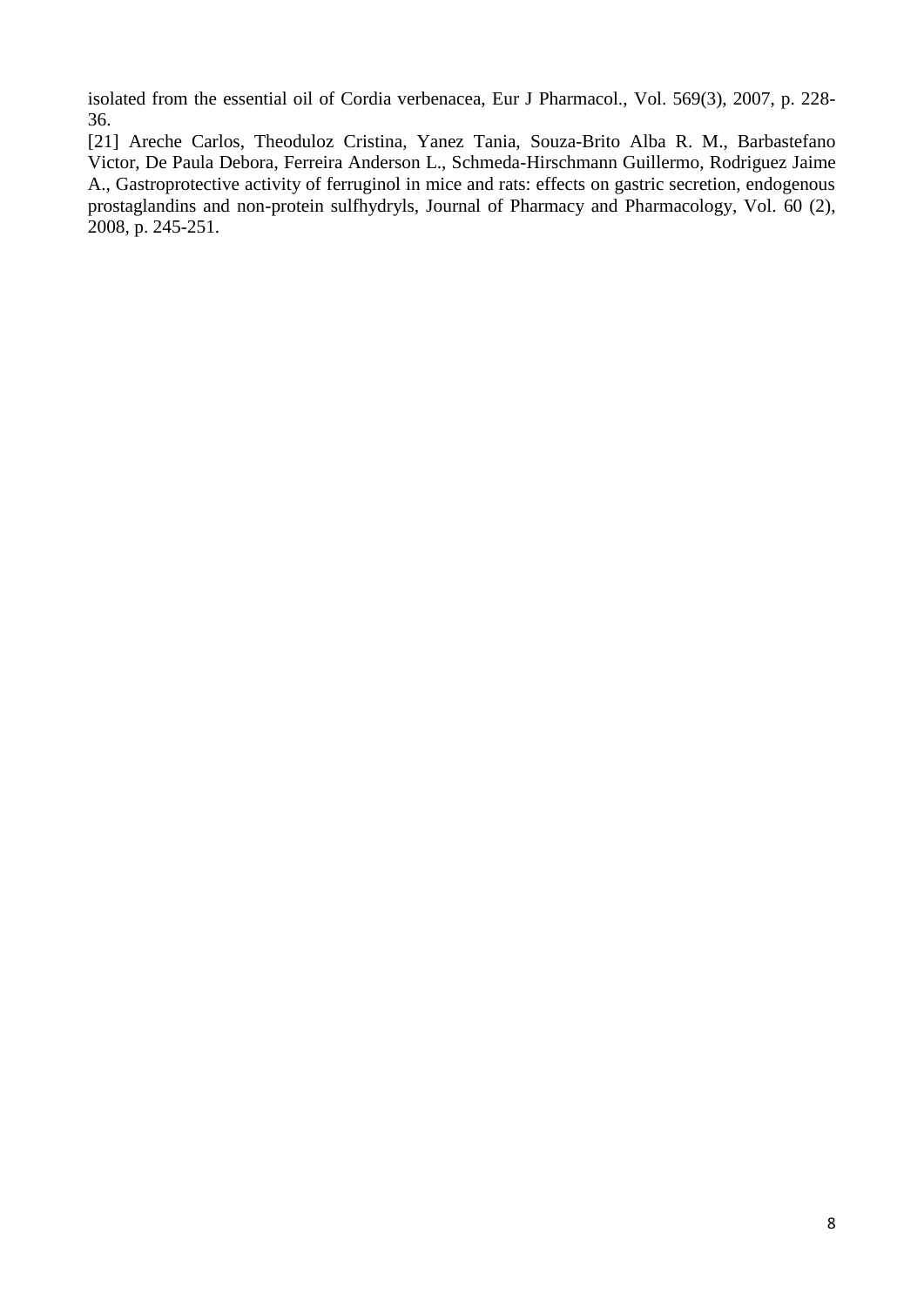isolated from the essential oil of Cordia verbenacea, Eur J Pharmacol., Vol. 569(3), 2007, p. 228-36.

[21] Areche Carlos, Theoduloz Cristina, Yanez Tania, Souza-Brito Alba R. M., Barbastefano Victor, De Paula Debora, Ferreira Anderson L., Schmeda-Hirschmann Guillermo, Rodriguez Jaime A., Gastroprotective activity of ferruginol in mice and rats: effects on gastric secretion, endogenous prostaglandins and non-protein sulfhydryls, Journal of Pharmacy and Pharmacology, Vol. 60 (2), 2008, p. 245-251.